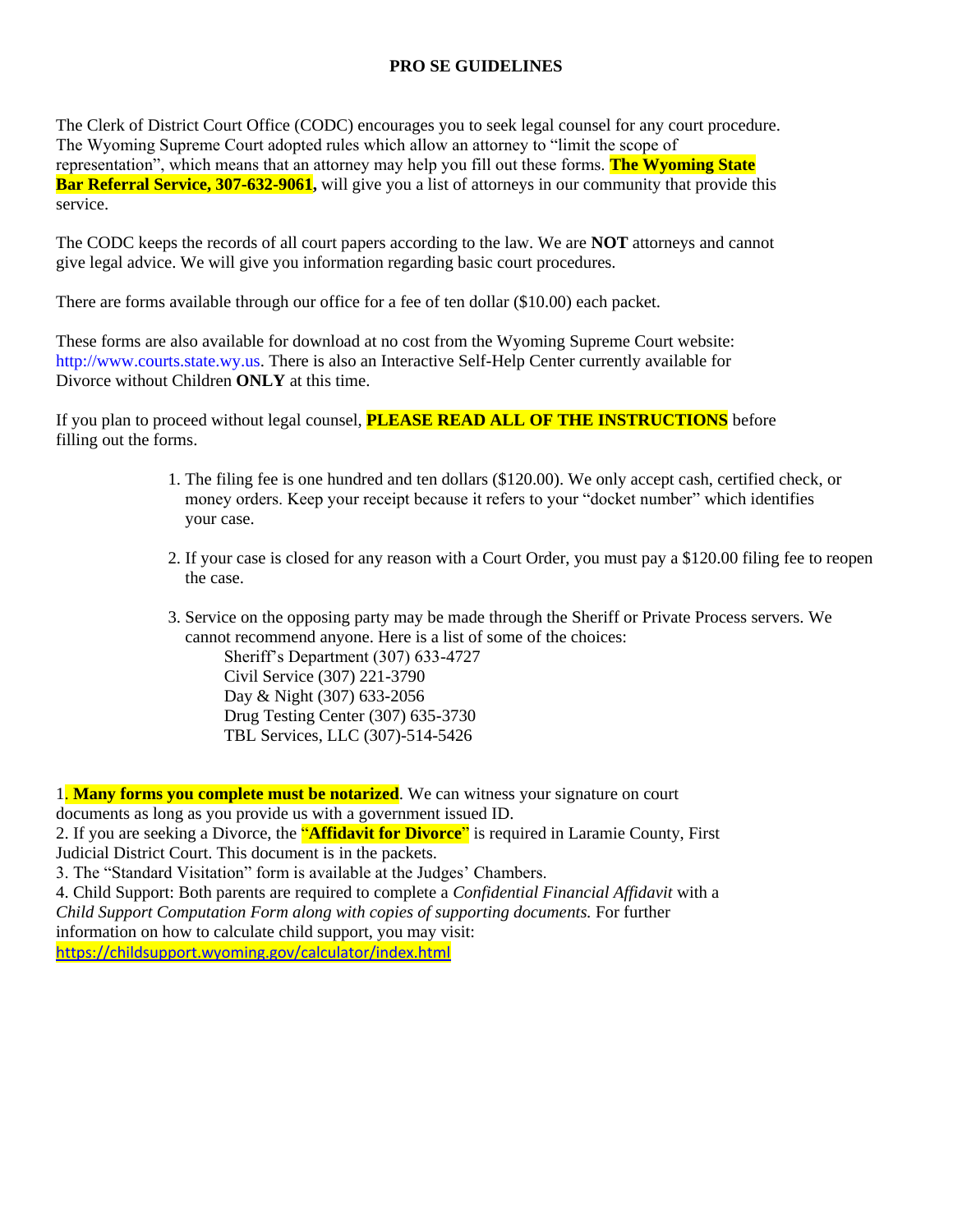# PRO SE GUIDELINES

The Clerk of District Court Office (CODC) encourages you to seek legal counsel for any court procedure. The Wyoming Supreme Court adopted rules which allow an attorney to "limit the scope of representation", which means that an attorney may help you fill out these forms. **The Wyoming State Bar Referral Service, 307-632-9061,** will give you a list of attorneys in our community that provide this service.

The CODC keeps the records of all court papers according to the law. We are **NOT** attorneys and cannot give legal advice. We will give you information regarding basic court procedures.

There are forms available through our office for a fee of ten dollar ($10.00) each packet.

These forms are also available for download at no cost from the Wyoming Supreme Court website: http://www.courts.state.wy.us. There is also an Interactive Self-Help Center currently available for Divorce without Children **ONLY** at this time.

If you plan to proceed without legal counsel, **PLEASE READ ALL OF THE INSTRUCTIONS** before filling out the forms.

1. The filing fee is one hundred and ten dollars ($120.00). We only accept cash, certified check, or money orders. Keep your receipt because it refers to your "docket number" which identifies your case.

2. If your case is closed for any reason with a Court Order, you must pay a $120.00 filing fee to reopen the case.

3. Service on the opposing party may be made through the Sheriff or Private Process servers. We cannot recommend anyone. Here is a list of some of the choices:
   - Sheriff's Department (307) 633-4727
   - Civil Service (307) 221-3790
   - Day & Night (307) 633-2056
   - Drug Testing Center (307) 635-3730
   - TBL Services, LLC (307)-514-5426

1. **Many forms you complete must be notarized**. We can witness your signature on court documents as long as you provide us with a government issued ID.
2. If you are seeking a Divorce, the "**Affidavit for Divorce**" is required in Laramie County, First Judicial District Court. This document is in the packets.
3. The "Standard Visitation" form is available at the Judges' Chambers.
4. Child Support: Both parents are required to complete a *Confidential Financial Affidavit* with a *Child Support Computation Form along with copies of supporting documents.* For further information on how to calculate child support, you may visit: https://childsupport.wyoming.gov/calculator/index.html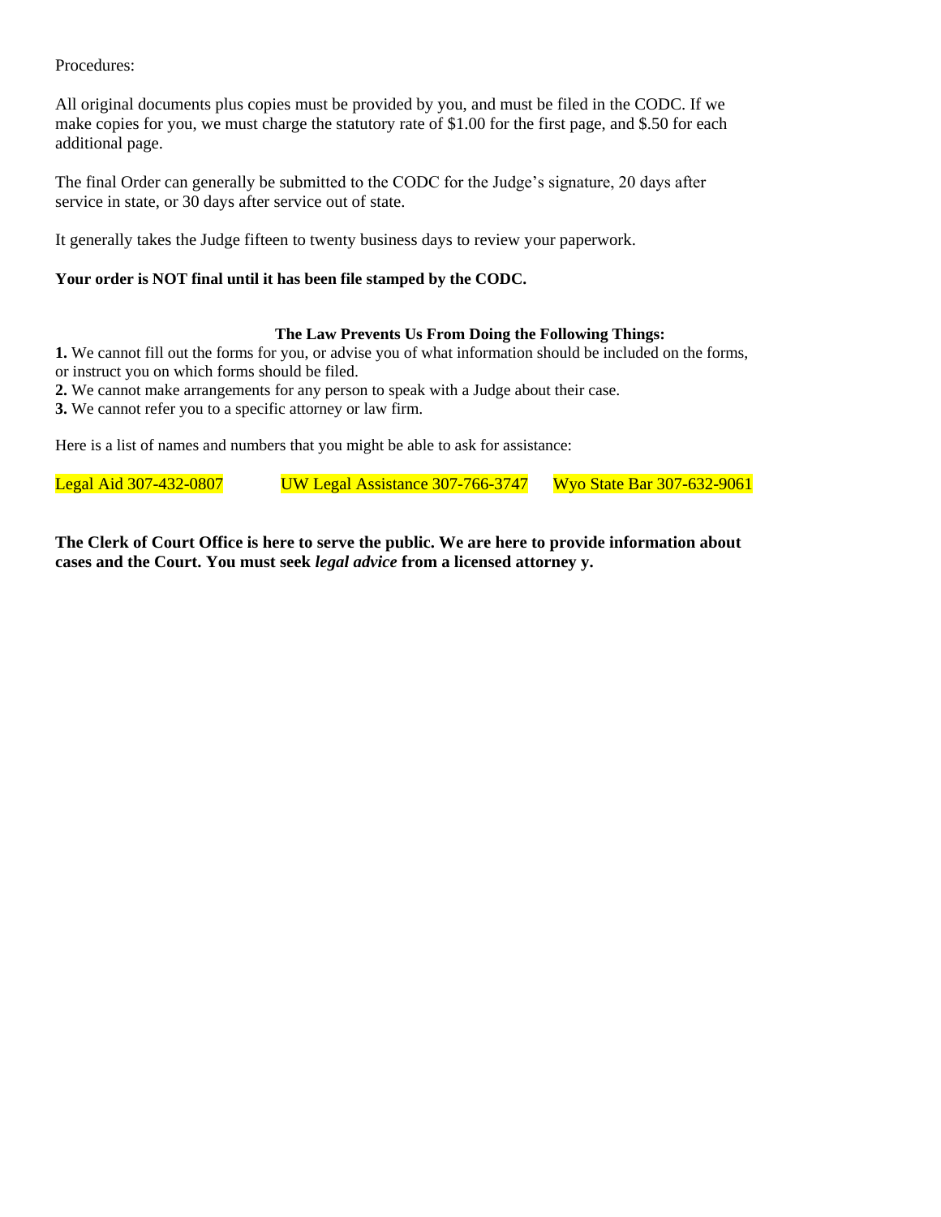Procedures:

All original documents plus copies must be provided by you, and must be filed in the CODC. If we make copies for you, we must charge the statutory rate of $1.00 for the first page, and $.50 for each additional page.

The final Order can generally be submitted to the CODC for the Judge's signature, 20 days after service in state, or 30 days after service out of state.

It generally takes the Judge fifteen to twenty business days to review your paperwork.

**Your order is NOT final until it has been file stamped by the CODC.**

**The Law Prevents Us From Doing the Following Things:**

**1.** We cannot fill out the forms for you, or advise you of what information should be included on the forms, or instruct you on which forms should be filed.
**2.** We cannot make arrangements for any person to speak with a Judge about their case.
**3.** We cannot refer you to a specific attorney or law firm.

Here is a list of names and numbers that you might be able to ask for assistance:

Legal Aid 307-432-0807 UW Legal Assistance 307-766-3747 Wyo State Bar 307-632-9061

**The Clerk of Court Office is here to serve the public. We are here to provide information about cases and the Court. You must seek *legal advice* from a licensed attorney y.**